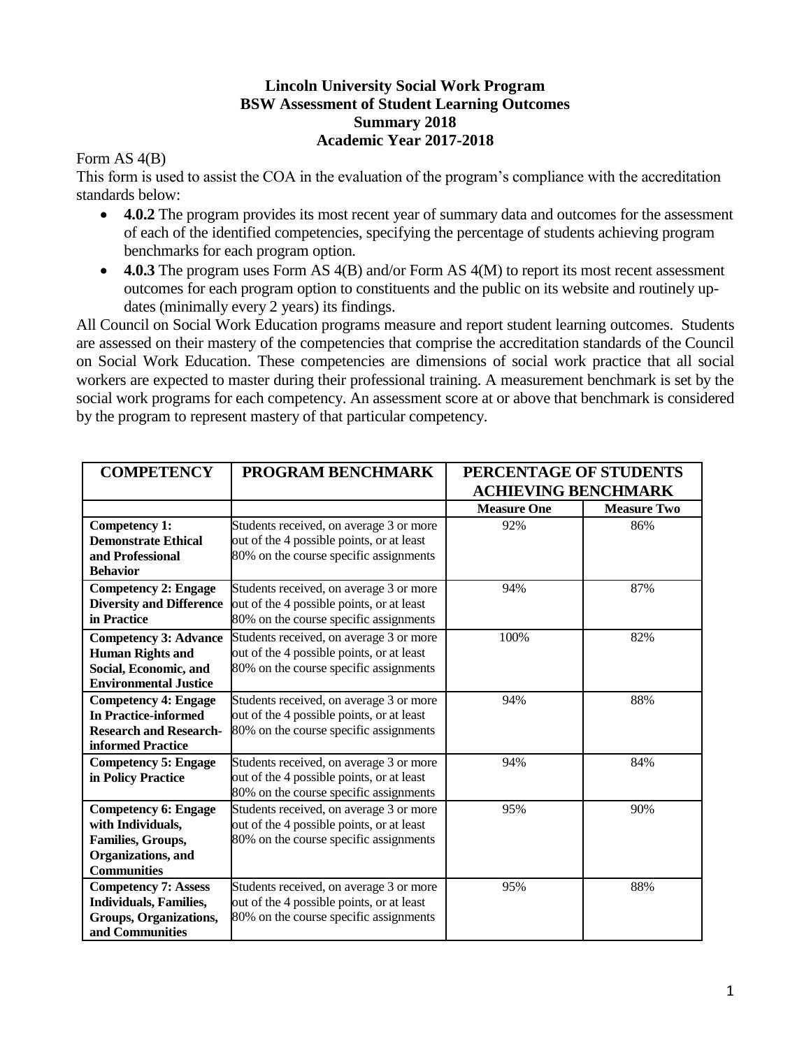# Lincoln University Social Work Program
## BSW Assessment of Student Learning Outcomes
## Summary 2018
## Academic Year 2017-2018

Form AS 4(B)

This form is used to assist the COA in the evaluation of the program's compliance with the accreditation standards below:

- **4.0.2** The program provides its most recent year of summary data and outcomes for the assessment of each of the identified competencies, specifying the percentage of students achieving program benchmarks for each program option.
- **4.0.3** The program uses Form AS 4(B) and/or Form AS 4(M) to report its most recent assessment outcomes for each program option to constituents and the public on its website and routinely up-dates (minimally every 2 years) its findings.

All Council on Social Work Education programs measure and report student learning outcomes. Students are assessed on their mastery of the competencies that comprise the accreditation standards of the Council on Social Work Education. These competencies are dimensions of social work practice that all social workers are expected to master during their professional training. A measurement benchmark is set by the social work programs for each competency. An assessment score at or above that benchmark is considered by the program to represent mastery of that particular competency.

| COMPETENCY | PROGRAM BENCHMARK | PERCENTAGE OF STUDENTS ACHIEVING BENCHMARK | |
|---|---|---|---|
| | | **Measure One** | **Measure Two** |
| **Competency 1: Demonstrate Ethical and Professional Behavior** | Students received, on average 3 or more out of the 4 possible points, or at least 80% on the course specific assignments | 92% | 86% |
| **Competency 2: Engage Diversity and Difference in Practice** | Students received, on average 3 or more out of the 4 possible points, or at least 80% on the course specific assignments | 94% | 87% |
| **Competency 3: Advance Human Rights and Social, Economic, and Environmental Justice** | Students received, on average 3 or more out of the 4 possible points, or at least 80% on the course specific assignments | 100% | 82% |
| **Competency 4: Engage In Practice-informed Research and Research-informed Practice** | Students received, on average 3 or more out of the 4 possible points, or at least 80% on the course specific assignments | 94% | 88% |
| **Competency 5: Engage in Policy Practice** | Students received, on average 3 or more out of the 4 possible points, or at least 80% on the course specific assignments | 94% | 84% |
| **Competency 6: Engage with Individuals, Families, Groups, Organizations, and Communities** | Students received, on average 3 or more out of the 4 possible points, or at least 80% on the course specific assignments | 95% | 90% |
| **Competency 7: Assess Individuals, Families, Groups, Organizations, and Communities** | Students received, on average 3 or more out of the 4 possible points, or at least 80% on the course specific assignments | 95% | 88% |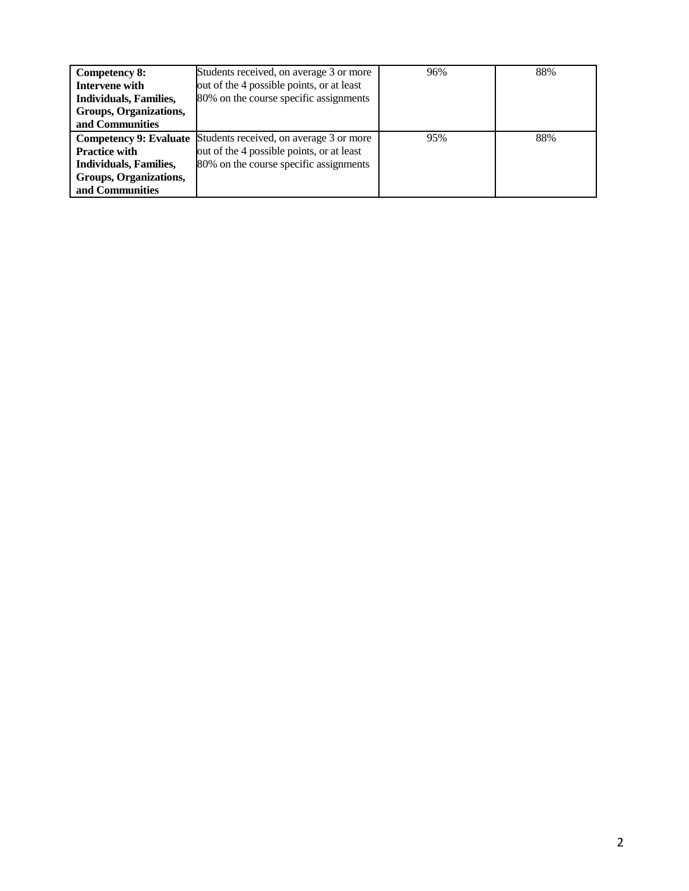| | | | |
|---|---|---|---|
| **Competency 8: Intervene with Individuals, Families, Groups, Organizations, and Communities** | Students received, on average 3 or more out of the 4 possible points, or at least 80% on the course specific assignments | 96% | 88% |
| **Competency 9: Evaluate Practice with Individuals, Families, Groups, Organizations, and Communities** | Students received, on average 3 or more out of the 4 possible points, or at least 80% on the course specific assignments | 95% | 88% |